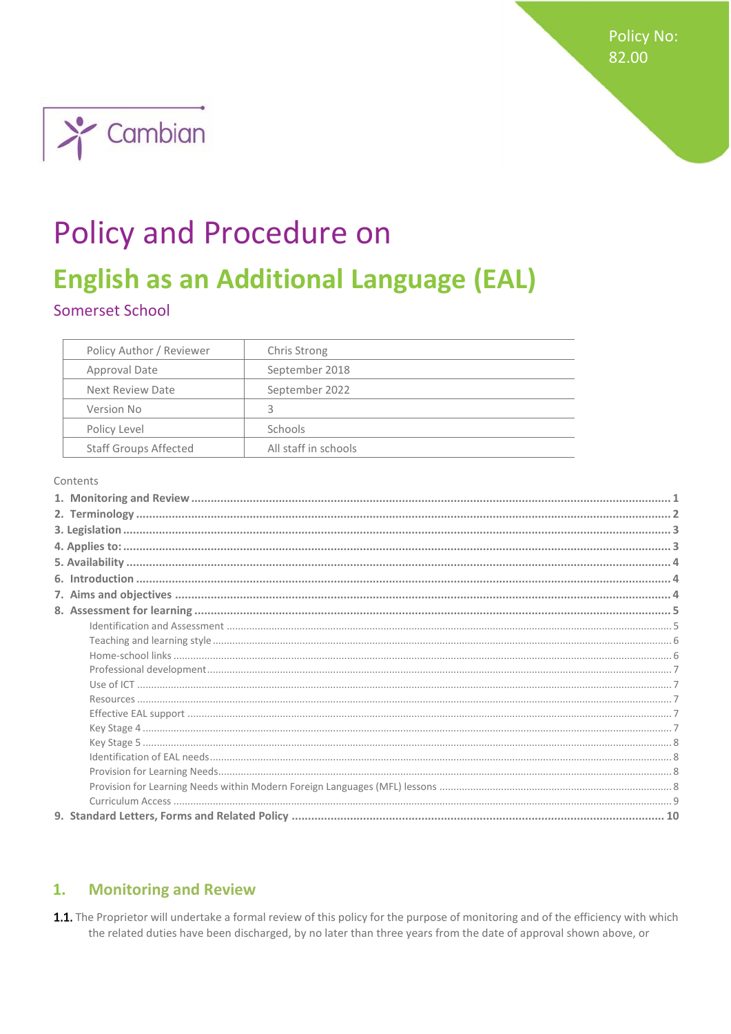Policy No: 82.00

Cambian

# Policy and Procedure on

# English as an Additional Language (EAL)

## Somerset School

| Policy Author / Reviewer | Chris Strong |
|---|---|
| Approval Date | September 2018 |
| Next Review Date | September 2022 |
| Version No | 3 |
| Policy Level | Schools |
| Staff Groups Affected | All staff in schools |

Contents

1. Monitoring and Review ..... 1
2. Terminology ..... 2
3. Legislation ..... 3
4. Applies to: ..... 3
5. Availability ..... 4
6. Introduction ..... 4
7. Aims and objectives ..... 4
8. Assessment for learning ..... 5
   - Identification and Assessment ..... 5
   - Teaching and learning style ..... 6
   - Home-school links ..... 6
   - Professional development ..... 7
   - Use of ICT ..... 7
   - Resources ..... 7
   - Effective EAL support ..... 7
   - Key Stage 4 ..... 7
   - Key Stage 5 ..... 8
   - Identification of EAL needs ..... 8
   - Provision for Learning Needs ..... 8
   - Provision for Learning Needs within Modern Foreign Languages (MFL) lessons ..... 8
   - Curriculum Access ..... 9
9. Standard Letters, Forms and Related Policy ..... 10

## 1. Monitoring and Review

**1.1.** The Proprietor will undertake a formal review of this policy for the purpose of monitoring and of the efficiency with which the related duties have been discharged, by no later than three years from the date of approval shown above, or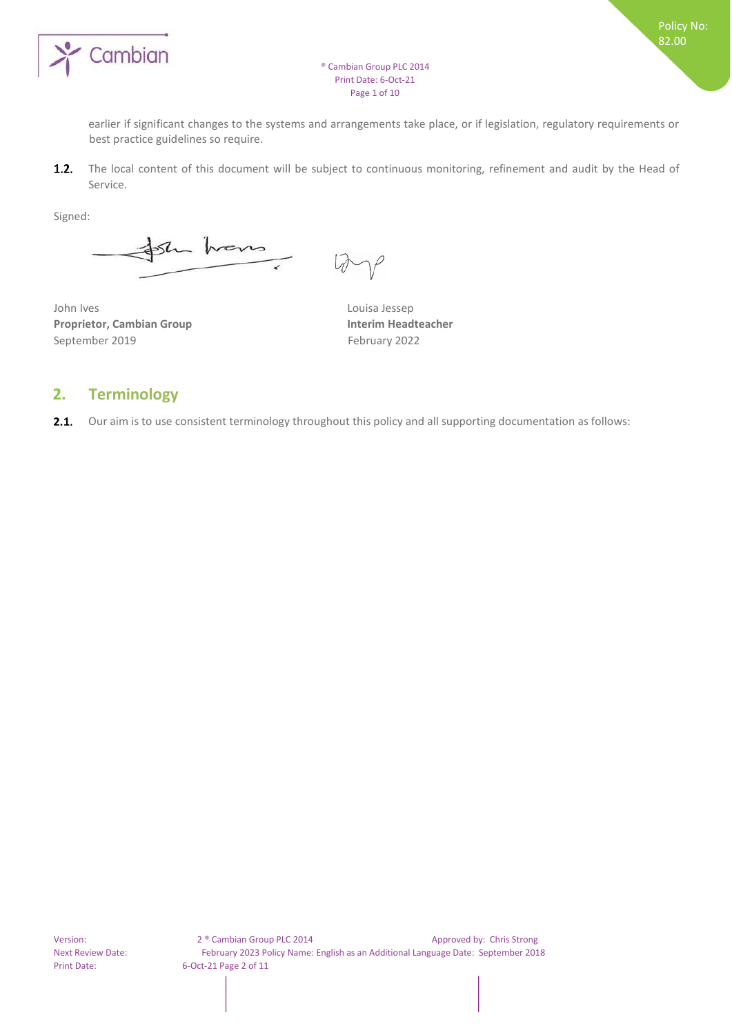earlier if significant changes to the systems and arrangements take place, or if legislation, regulatory requirements or best practice guidelines so require.

**1.2.** The local content of this document will be subject to continuous monitoring, refinement and audit by the Head of Service.

Signed:

| | |
|---|---|
| John Ives | Louisa Jessep |
| **Proprietor, Cambian Group** | **Interim Headteacher** |
| September 2019 | February 2022 |

## 2. Terminology

**2.1.** Our aim is to use consistent terminology throughout this policy and all supporting documentation as follows: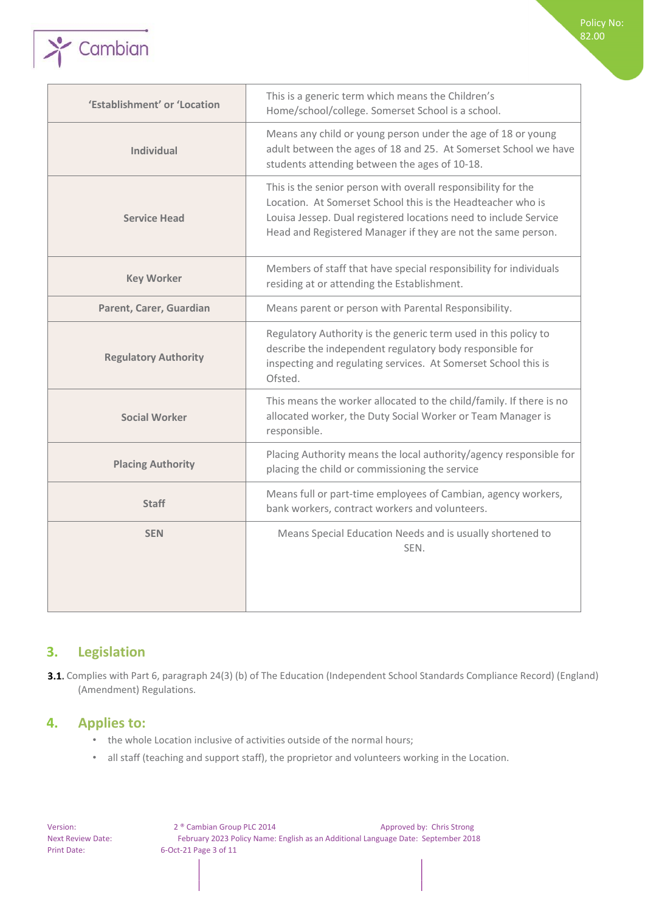| 'Establishment' or 'Location | This is a generic term which means the Children's Home/school/college. Somerset School is a school. |
|---|---|
| Individual | Means any child or young person under the age of 18 or young adult between the ages of 18 and 25. At Somerset School we have students attending between the ages of 10-18. |
| Service Head | This is the senior person with overall responsibility for the Location. At Somerset School this is the Headteacher who is Louisa Jessep. Dual registered locations need to include Service Head and Registered Manager if they are not the same person. |
| Key Worker | Members of staff that have special responsibility for individuals residing at or attending the Establishment. |
| Parent, Carer, Guardian | Means parent or person with Parental Responsibility. |
| Regulatory Authority | Regulatory Authority is the generic term used in this policy to describe the independent regulatory body responsible for inspecting and regulating services. At Somerset School this is Ofsted. |
| Social Worker | This means the worker allocated to the child/family. If there is no allocated worker, the Duty Social Worker or Team Manager is responsible. |
| Placing Authority | Placing Authority means the local authority/agency responsible for placing the child or commissioning the service |
| Staff | Means full or part-time employees of Cambian, agency workers, bank workers, contract workers and volunteers. |
| SEN | Means Special Education Needs and is usually shortened to SEN. |

## 3. Legislation

**3.1.** Complies with Part 6, paragraph 24(3) (b) of The Education (Independent School Standards Compliance Record) (England) (Amendment) Regulations.

## 4. Applies to:

- the whole Location inclusive of activities outside of the normal hours;
- all staff (teaching and support staff), the proprietor and volunteers working in the Location.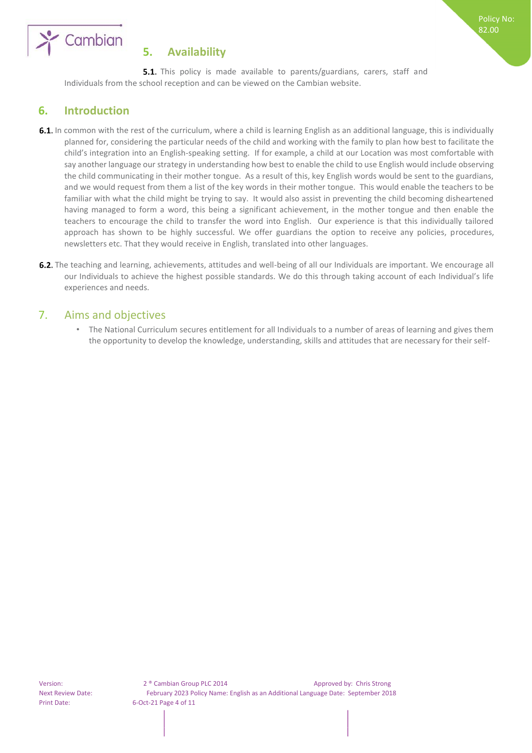## 5. Availability

**5.1.** This policy is made available to parents/guardians, carers, staff and Individuals from the school reception and can be viewed on the Cambian website.

## 6. Introduction

**6.1.** In common with the rest of the curriculum, where a child is learning English as an additional language, this is individually planned for, considering the particular needs of the child and working with the family to plan how best to facilitate the child's integration into an English-speaking setting. If for example, a child at our Location was most comfortable with say another language our strategy in understanding how best to enable the child to use English would include observing the child communicating in their mother tongue. As a result of this, key English words would be sent to the guardians, and we would request from them a list of the key words in their mother tongue. This would enable the teachers to be familiar with what the child might be trying to say. It would also assist in preventing the child becoming disheartened having managed to form a word, this being a significant achievement, in the mother tongue and then enable the teachers to encourage the child to transfer the word into English. Our experience is that this individually tailored approach has shown to be highly successful. We offer guardians the option to receive any policies, procedures, newsletters etc. That they would receive in English, translated into other languages.

**6.2.** The teaching and learning, achievements, attitudes and well-being of all our Individuals are important. We encourage all our Individuals to achieve the highest possible standards. We do this through taking account of each Individual's life experiences and needs.

## 7. Aims and objectives

- The National Curriculum secures entitlement for all Individuals to a number of areas of learning and gives them the opportunity to develop the knowledge, understanding, skills and attitudes that are necessary for their self-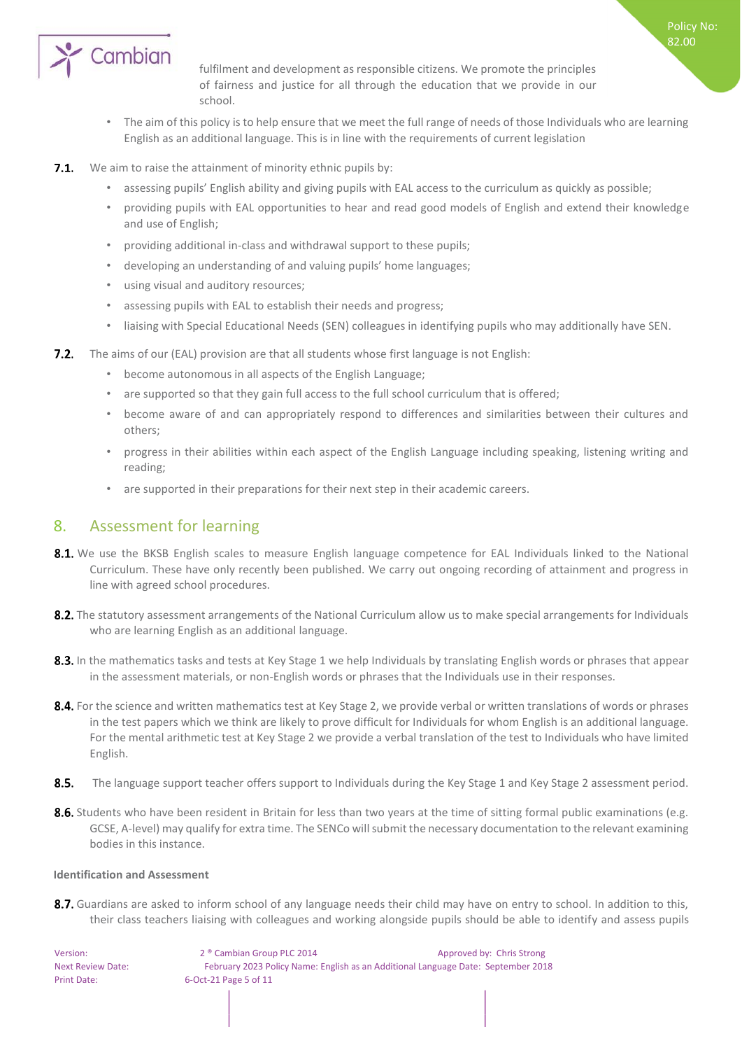fulfilment and development as responsible citizens. We promote the principles of fairness and justice for all through the education that we provide in our school.

- The aim of this policy is to help ensure that we meet the full range of needs of those Individuals who are learning English as an additional language. This is in line with the requirements of current legislation

**7.1.** We aim to raise the attainment of minority ethnic pupils by:

- assessing pupils' English ability and giving pupils with EAL access to the curriculum as quickly as possible;
- providing pupils with EAL opportunities to hear and read good models of English and extend their knowledge and use of English;
- providing additional in-class and withdrawal support to these pupils;
- developing an understanding of and valuing pupils' home languages;
- using visual and auditory resources;
- assessing pupils with EAL to establish their needs and progress;
- liaising with Special Educational Needs (SEN) colleagues in identifying pupils who may additionally have SEN.

**7.2.** The aims of our (EAL) provision are that all students whose first language is not English:

- become autonomous in all aspects of the English Language;
- are supported so that they gain full access to the full school curriculum that is offered;
- become aware of and can appropriately respond to differences and similarities between their cultures and others;
- progress in their abilities within each aspect of the English Language including speaking, listening writing and reading;
- are supported in their preparations for their next step in their academic careers.

## 8. Assessment for learning

**8.1.** We use the BKSB English scales to measure English language competence for EAL Individuals linked to the National Curriculum. These have only recently been published. We carry out ongoing recording of attainment and progress in line with agreed school procedures.

**8.2.** The statutory assessment arrangements of the National Curriculum allow us to make special arrangements for Individuals who are learning English as an additional language.

**8.3.** In the mathematics tasks and tests at Key Stage 1 we help Individuals by translating English words or phrases that appear in the assessment materials, or non-English words or phrases that the Individuals use in their responses.

**8.4.** For the science and written mathematics test at Key Stage 2, we provide verbal or written translations of words or phrases in the test papers which we think are likely to prove difficult for Individuals for whom English is an additional language. For the mental arithmetic test at Key Stage 2 we provide a verbal translation of the test to Individuals who have limited English.

**8.5.** The language support teacher offers support to Individuals during the Key Stage 1 and Key Stage 2 assessment period.

**8.6.** Students who have been resident in Britain for less than two years at the time of sitting formal public examinations (e.g. GCSE, A-level) may qualify for extra time. The SENCo will submit the necessary documentation to the relevant examining bodies in this instance.

**Identification and Assessment**

**8.7.** Guardians are asked to inform school of any language needs their child may have on entry to school. In addition to this, their class teachers liaising with colleagues and working alongside pupils should be able to identify and assess pupils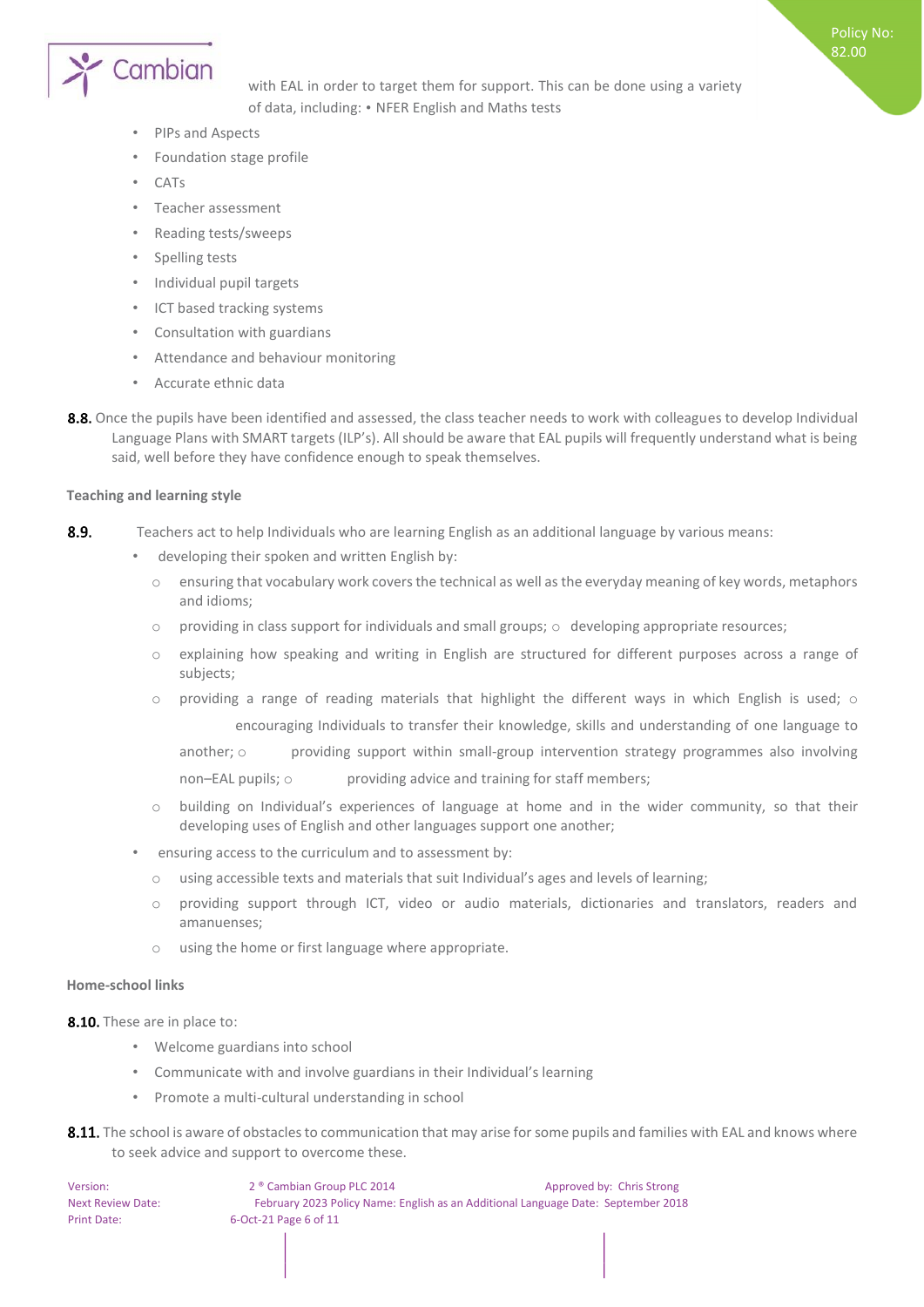with EAL in order to target them for support. This can be done using a variety of data, including: • NFER English and Maths tests

- PIPs and Aspects
- Foundation stage profile
- CATs
- Teacher assessment
- Reading tests/sweeps
- Spelling tests
- Individual pupil targets
- ICT based tracking systems
- Consultation with guardians
- Attendance and behaviour monitoring
- Accurate ethnic data

**8.8.** Once the pupils have been identified and assessed, the class teacher needs to work with colleagues to develop Individual Language Plans with SMART targets (ILP's). All should be aware that EAL pupils will frequently understand what is being said, well before they have confidence enough to speak themselves.

**Teaching and learning style**

**8.9.** Teachers act to help Individuals who are learning English as an additional language by various means:

- developing their spoken and written English by:
  - ensuring that vocabulary work covers the technical as well as the everyday meaning of key words, metaphors and idioms;
  - providing in class support for individuals and small groups; ○ developing appropriate resources;
  - explaining how speaking and writing in English are structured for different purposes across a range of subjects;
  - providing a range of reading materials that highlight the different ways in which English is used; ○ encouraging Individuals to transfer their knowledge, skills and understanding of one language to another; ○ providing support within small-group intervention strategy programmes also involving non–EAL pupils; ○ providing advice and training for staff members;
  - building on Individual's experiences of language at home and in the wider community, so that their developing uses of English and other languages support one another;
- ensuring access to the curriculum and to assessment by:
  - using accessible texts and materials that suit Individual's ages and levels of learning;
  - providing support through ICT, video or audio materials, dictionaries and translators, readers and amanuenses;
  - using the home or first language where appropriate.

**Home-school links**

**8.10.** These are in place to:

- Welcome guardians into school
- Communicate with and involve guardians in their Individual's learning
- Promote a multi-cultural understanding in school

**8.11.** The school is aware of obstacles to communication that may arise for some pupils and families with EAL and knows where to seek advice and support to overcome these.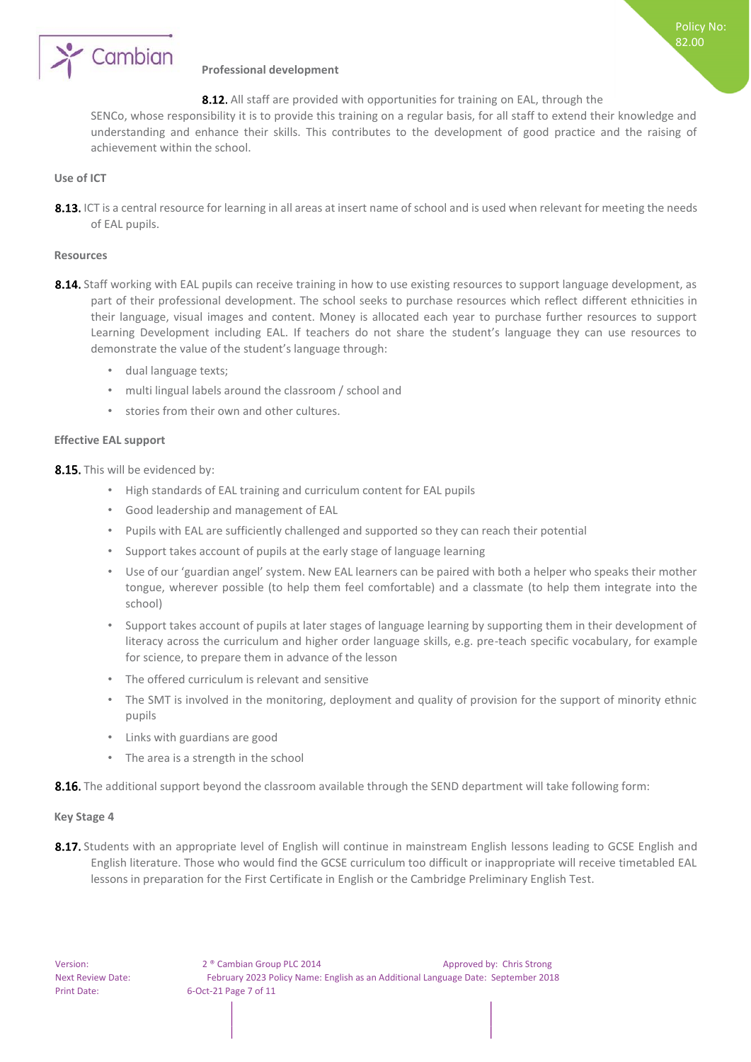### Professional development

**8.12.** All staff are provided with opportunities for training on EAL, through the SENCo, whose responsibility it is to provide this training on a regular basis, for all staff to extend their knowledge and understanding and enhance their skills. This contributes to the development of good practice and the raising of achievement within the school.

### Use of ICT

**8.13.** ICT is a central resource for learning in all areas at insert name of school and is used when relevant for meeting the needs of EAL pupils.

### Resources

**8.14.** Staff working with EAL pupils can receive training in how to use existing resources to support language development, as part of their professional development. The school seeks to purchase resources which reflect different ethnicities in their language, visual images and content. Money is allocated each year to purchase further resources to support Learning Development including EAL. If teachers do not share the student's language they can use resources to demonstrate the value of the student's language through:

- dual language texts;
- multi lingual labels around the classroom / school and
- stories from their own and other cultures.

### Effective EAL support

**8.15.** This will be evidenced by:

- High standards of EAL training and curriculum content for EAL pupils
- Good leadership and management of EAL
- Pupils with EAL are sufficiently challenged and supported so they can reach their potential
- Support takes account of pupils at the early stage of language learning
- Use of our 'guardian angel' system. New EAL learners can be paired with both a helper who speaks their mother tongue, wherever possible (to help them feel comfortable) and a classmate (to help them integrate into the school)
- Support takes account of pupils at later stages of language learning by supporting them in their development of literacy across the curriculum and higher order language skills, e.g. pre-teach specific vocabulary, for example for science, to prepare them in advance of the lesson
- The offered curriculum is relevant and sensitive
- The SMT is involved in the monitoring, deployment and quality of provision for the support of minority ethnic pupils
- Links with guardians are good
- The area is a strength in the school

**8.16.** The additional support beyond the classroom available through the SEND department will take following form:

### Key Stage 4

**8.17.** Students with an appropriate level of English will continue in mainstream English lessons leading to GCSE English and English literature. Those who would find the GCSE curriculum too difficult or inappropriate will receive timetabled EAL lessons in preparation for the First Certificate in English or the Cambridge Preliminary English Test.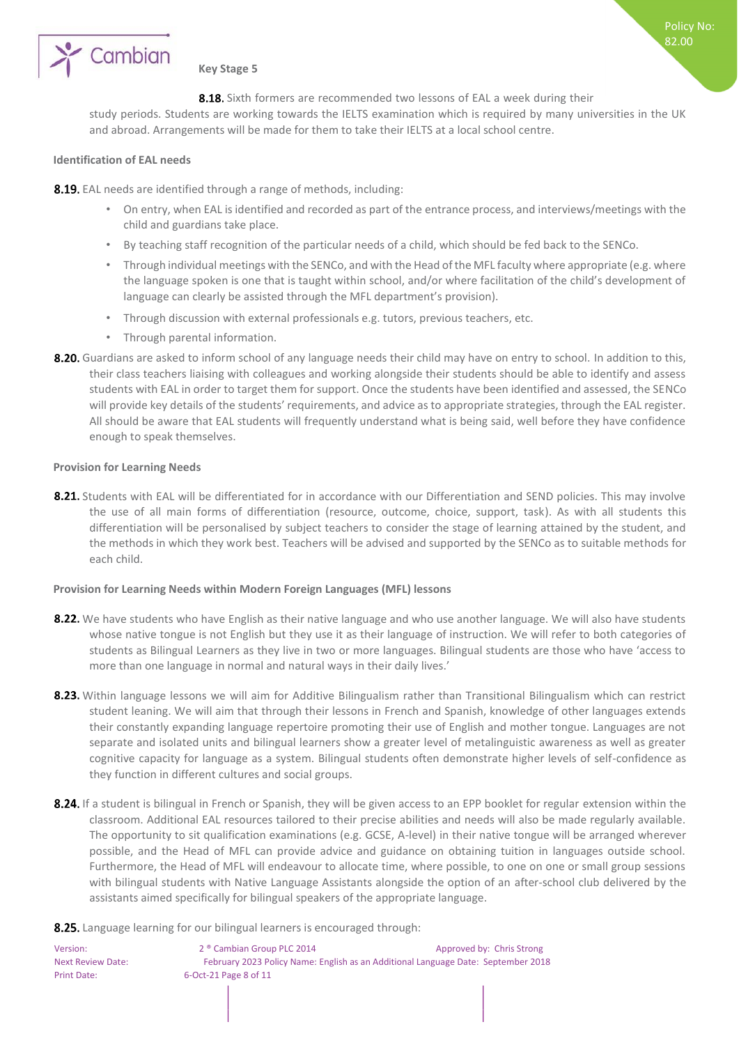**Key Stage 5**

**8.18.** Sixth formers are recommended two lessons of EAL a week during their study periods. Students are working towards the IELTS examination which is required by many universities in the UK and abroad. Arrangements will be made for them to take their IELTS at a local school centre.

**Identification of EAL needs**

**8.19.** EAL needs are identified through a range of methods, including:

- On entry, when EAL is identified and recorded as part of the entrance process, and interviews/meetings with the child and guardians take place.
- By teaching staff recognition of the particular needs of a child, which should be fed back to the SENCo.
- Through individual meetings with the SENCo, and with the Head of the MFL faculty where appropriate (e.g. where the language spoken is one that is taught within school, and/or where facilitation of the child's development of language can clearly be assisted through the MFL department's provision).
- Through discussion with external professionals e.g. tutors, previous teachers, etc.
- Through parental information.

**8.20.** Guardians are asked to inform school of any language needs their child may have on entry to school. In addition to this, their class teachers liaising with colleagues and working alongside their students should be able to identify and assess students with EAL in order to target them for support. Once the students have been identified and assessed, the SENCo will provide key details of the students' requirements, and advice as to appropriate strategies, through the EAL register. All should be aware that EAL students will frequently understand what is being said, well before they have confidence enough to speak themselves.

**Provision for Learning Needs**

**8.21.** Students with EAL will be differentiated for in accordance with our Differentiation and SEND policies. This may involve the use of all main forms of differentiation (resource, outcome, choice, support, task). As with all students this differentiation will be personalised by subject teachers to consider the stage of learning attained by the student, and the methods in which they work best. Teachers will be advised and supported by the SENCo as to suitable methods for each child.

**Provision for Learning Needs within Modern Foreign Languages (MFL) lessons**

**8.22.** We have students who have English as their native language and who use another language. We will also have students whose native tongue is not English but they use it as their language of instruction. We will refer to both categories of students as Bilingual Learners as they live in two or more languages. Bilingual students are those who have 'access to more than one language in normal and natural ways in their daily lives.'

**8.23.** Within language lessons we will aim for Additive Bilingualism rather than Transitional Bilingualism which can restrict student leaning. We will aim that through their lessons in French and Spanish, knowledge of other languages extends their constantly expanding language repertoire promoting their use of English and mother tongue. Languages are not separate and isolated units and bilingual learners show a greater level of metalinguistic awareness as well as greater cognitive capacity for language as a system. Bilingual students often demonstrate higher levels of self-confidence as they function in different cultures and social groups.

**8.24.** If a student is bilingual in French or Spanish, they will be given access to an EPP booklet for regular extension within the classroom. Additional EAL resources tailored to their precise abilities and needs will also be made regularly available. The opportunity to sit qualification examinations (e.g. GCSE, A-level) in their native tongue will be arranged wherever possible, and the Head of MFL can provide advice and guidance on obtaining tuition in languages outside school. Furthermore, the Head of MFL will endeavour to allocate time, where possible, to one on one or small group sessions with bilingual students with Native Language Assistants alongside the option of an after-school club delivered by the assistants aimed specifically for bilingual speakers of the appropriate language.

**8.25.** Language learning for our bilingual learners is encouraged through: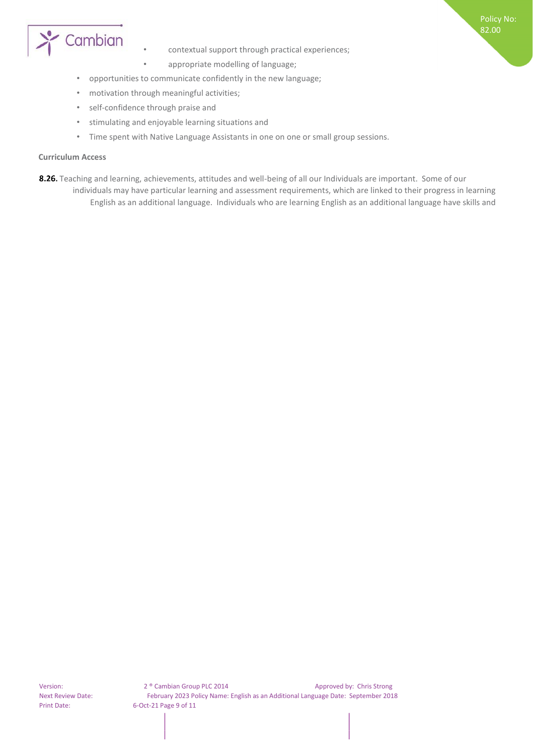- contextual support through practical experiences;
- appropriate modelling of language;
- opportunities to communicate confidently in the new language;
- motivation through meaningful activities;
- self-confidence through praise and
- stimulating and enjoyable learning situations and
- Time spent with Native Language Assistants in one on one or small group sessions.

**Curriculum Access**

**8.26.** Teaching and learning, achievements, attitudes and well-being of all our Individuals are important. Some of our individuals may have particular learning and assessment requirements, which are linked to their progress in learning English as an additional language. Individuals who are learning English as an additional language have skills and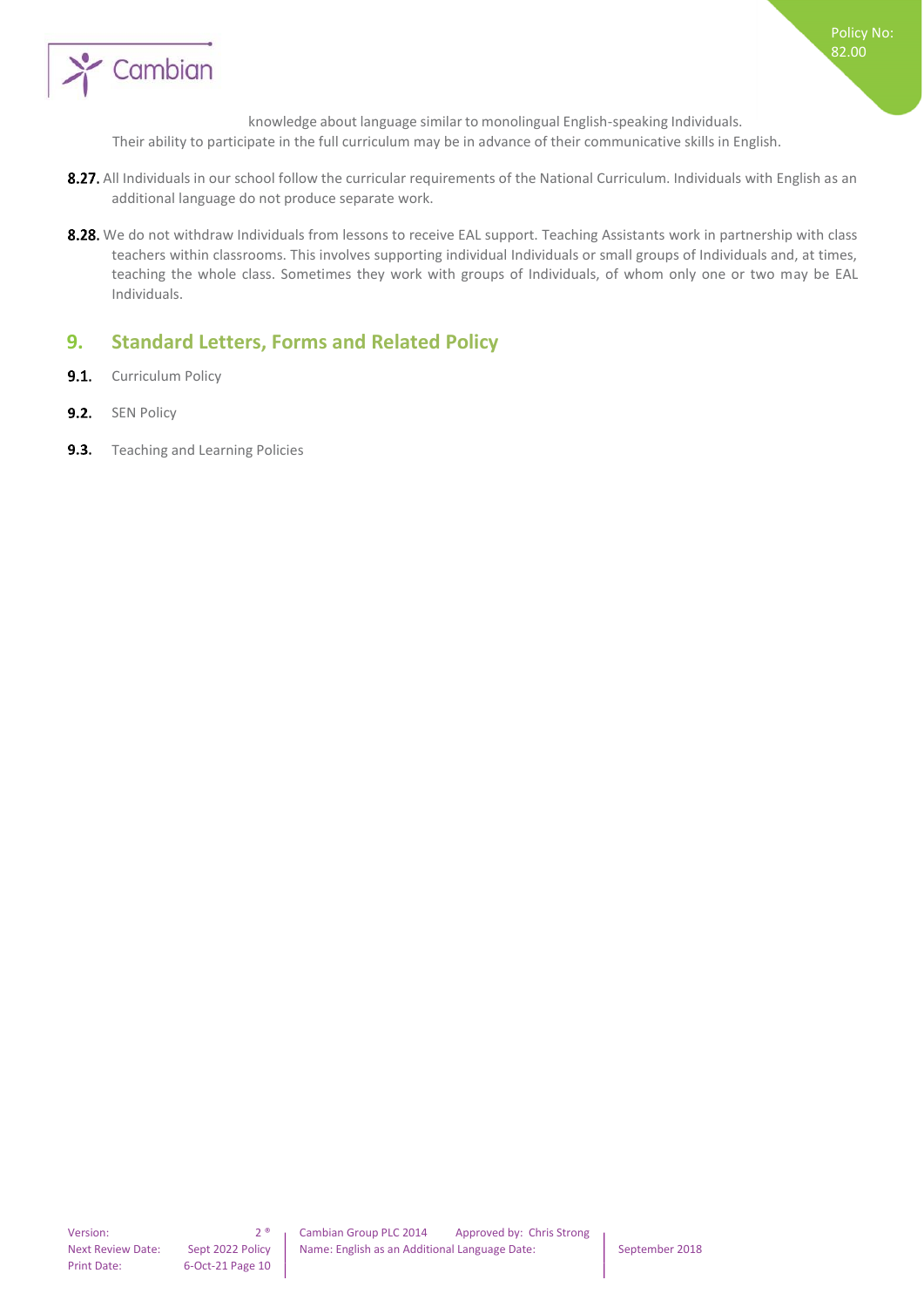knowledge about language similar to monolingual English-speaking Individuals. Their ability to participate in the full curriculum may be in advance of their communicative skills in English.

**8.27.** All Individuals in our school follow the curricular requirements of the National Curriculum. Individuals with English as an additional language do not produce separate work.

**8.28.** We do not withdraw Individuals from lessons to receive EAL support. Teaching Assistants work in partnership with class teachers within classrooms. This involves supporting individual Individuals or small groups of Individuals and, at times, teaching the whole class. Sometimes they work with groups of Individuals, of whom only one or two may be EAL Individuals.

## 9. Standard Letters, Forms and Related Policy

**9.1.** Curriculum Policy

**9.2.** SEN Policy

**9.3.** Teaching and Learning Policies